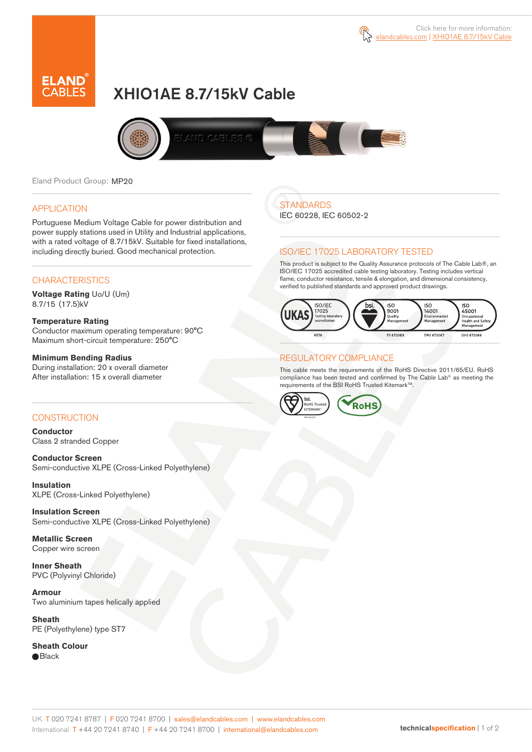Click here for more information: elandcables.com | XHIO1AE 8.7/15kV Cable

# XHIO1AE 8.7/15kV Cable

Eland Product Group: MP20

## APPLICATION

Portuguese Medium Voltage Cable for power distribution and power supply stations used in Utility and Industrial applications, with a rated voltage of 8.7/15kV. Suitable for fixed installations, including directly buried. Good mechanical protection.

## CHARACTERISTICS

**Voltage Rating** Uo/U (Um)
8.7/15 (17.5)kV

**Temperature Rating**
Conductor maximum operating temperature: 90°C
Maximum short-circuit temperature: 250°C

**Minimum Bending Radius**
During installation: 20 x overall diameter
After installation: 15 x overall diameter

## CONSTRUCTION

**Conductor**
Class 2 stranded Copper

**Conductor Screen**
Semi-conductive XLPE (Cross-Linked Polyethylene)

**Insulation**
XLPE (Cross-Linked Polyethylene)

**Insulation Screen**
Semi-conductive XLPE (Cross-Linked Polyethylene)

**Metallic Screen**
Copper wire screen

**Inner Sheath**
PVC (Polyvinyl Chloride)

**Armour**
Two aluminium tapes helically applied

**Sheath**
PE (Polyethylene) type ST7

**Sheath Colour**
Black

## STANDARDS

IEC 60228, IEC 60502-2

## ISO/IEC 17025 LABORATORY TESTED

This product is subject to the Quality Assurance protocols of The Cable Lab®, an ISO/IEC 17025 accredited cable testing laboratory. Testing includes vertical flame, conductor resistance, tensile & elongation, and dimensional consistency, verified to published standards and approved product drawings.

UKAS ISO/IEC 17025 Testing laboratory accreditation 8578 | bsi. ISO 9001 Quality Management FS 672069 | ISO 14001 Environmental Management EMS 672067 | ISO 45001 Occupational Health and Safety Management OHS 672066

## REGULATORY COMPLIANCE

This cable meets the requirements of the RoHS Directive 2011/65/EU. RoHS compliance has been tested and confirmed by The Cable Lab® as meeting the requirements of the BSI RoHS Trusted Kitemark™.

bsi. RoHS Trusted KITEMARK™ | RoHS

UK T 020 7241 8787 | F 020 7241 8700 | sales@elandcables.com | www.elandcables.com
International T +44 20 7241 8740 | F +44 20 7241 8700 | international@elandcables.com

technicalspecification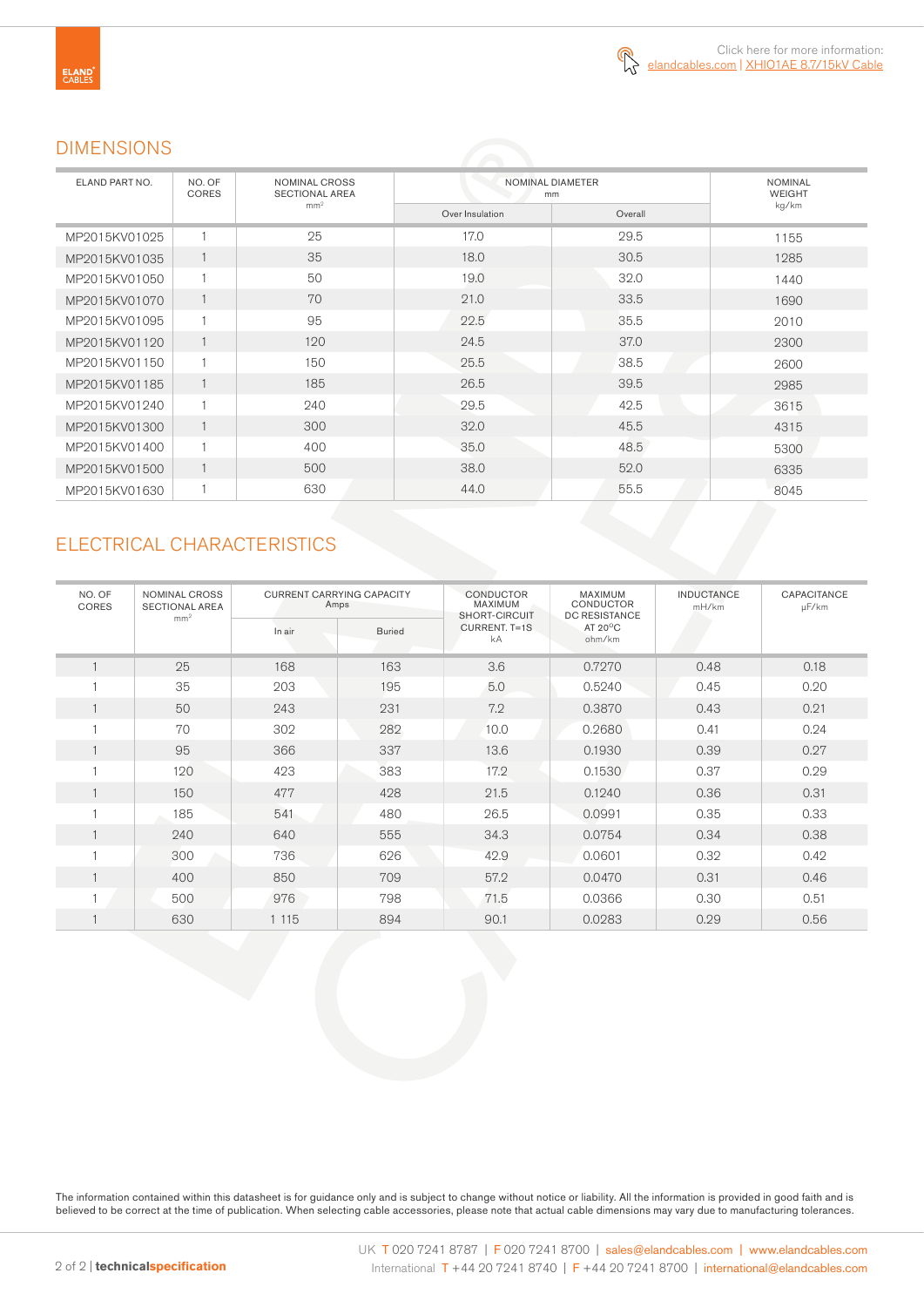Click here for more information: elandcables.com | XHIO1AE 8.7/15kV Cable

## DIMENSIONS

| ELAND PART NO. | NO. OF CORES | NOMINAL CROSS SECTIONAL AREA mm² | NOMINAL DIAMETER mm | | NOMINAL WEIGHT kg/km |
|---|---|---|---|---|---|
| | | | Over Insulation | Overall | |
| MP2015KV01025 | 1 | 25 | 17.0 | 29.5 | 1155 |
| MP2015KV01035 | 1 | 35 | 18.0 | 30.5 | 1285 |
| MP2015KV01050 | 1 | 50 | 19.0 | 32.0 | 1440 |
| MP2015KV01070 | 1 | 70 | 21.0 | 33.5 | 1690 |
| MP2015KV01095 | 1 | 95 | 22.5 | 35.5 | 2010 |
| MP2015KV01120 | 1 | 120 | 24.5 | 37.0 | 2300 |
| MP2015KV01150 | 1 | 150 | 25.5 | 38.5 | 2600 |
| MP2015KV01185 | 1 | 185 | 26.5 | 39.5 | 2985 |
| MP2015KV01240 | 1 | 240 | 29.5 | 42.5 | 3615 |
| MP2015KV01300 | 1 | 300 | 32.0 | 45.5 | 4315 |
| MP2015KV01400 | 1 | 400 | 35.0 | 48.5 | 5300 |
| MP2015KV01500 | 1 | 500 | 38.0 | 52.0 | 6335 |
| MP2015KV01630 | 1 | 630 | 44.0 | 55.5 | 8045 |

## ELECTRICAL CHARACTERISTICS

| NO. OF CORES | NOMINAL CROSS SECTIONAL AREA mm² | CURRENT CARRYING CAPACITY Amps | | CONDUCTOR MAXIMUM SHORT-CIRCUIT CURRENT. T=1S kA | MAXIMUM CONDUCTOR DC RESISTANCE AT 20°C ohm/km | INDUCTANCE mH/km | CAPACITANCE µF/km |
|---|---|---|---|---|---|---|---|
| | | In air | Buried | | | | |
| 1 | 25 | 168 | 163 | 3.6 | 0.7270 | 0.48 | 0.18 |
| 1 | 35 | 203 | 195 | 5.0 | 0.5240 | 0.45 | 0.20 |
| 1 | 50 | 243 | 231 | 7.2 | 0.3870 | 0.43 | 0.21 |
| 1 | 70 | 302 | 282 | 10.0 | 0.2680 | 0.41 | 0.24 |
| 1 | 95 | 366 | 337 | 13.6 | 0.1930 | 0.39 | 0.27 |
| 1 | 120 | 423 | 383 | 17.2 | 0.1530 | 0.37 | 0.29 |
| 1 | 150 | 477 | 428 | 21.5 | 0.1240 | 0.36 | 0.31 |
| 1 | 185 | 541 | 480 | 26.5 | 0.0991 | 0.35 | 0.33 |
| 1 | 240 | 640 | 555 | 34.3 | 0.0754 | 0.34 | 0.38 |
| 1 | 300 | 736 | 626 | 42.9 | 0.0601 | 0.32 | 0.42 |
| 1 | 400 | 850 | 709 | 57.2 | 0.0470 | 0.31 | 0.46 |
| 1 | 500 | 976 | 798 | 71.5 | 0.0366 | 0.30 | 0.51 |
| 1 | 630 | 1 115 | 894 | 90.1 | 0.0283 | 0.29 | 0.56 |

The information contained within this datasheet is for guidance only and is subject to change without notice or liability. All the information is provided in good faith and is believed to be correct at the time of publication. When selecting cable accessories, please note that actual cable dimensions may vary due to manufacturing tolerances.

UK T 020 7241 8787 | F 020 7241 8700 | sales@elandcables.com | www.elandcables.com
International T +44 20 7241 8740 | F +44 20 7241 8700 | international@elandcables.com